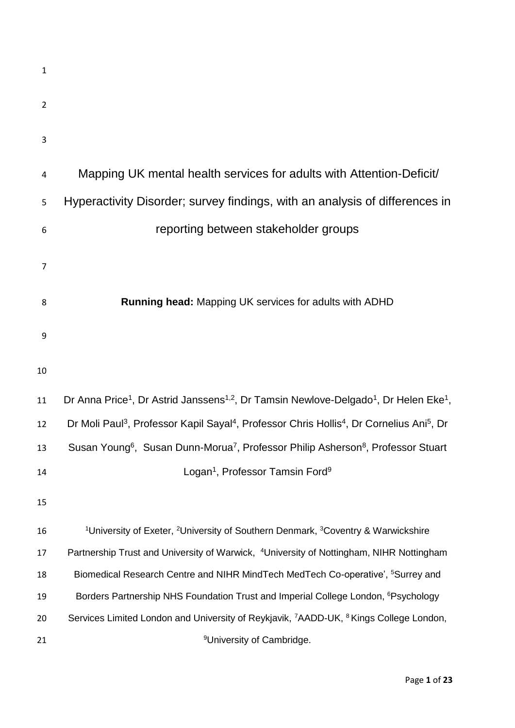# Mapping UK mental health services for adults with Attention-Deficit/ Hyperactivity Disorder; survey findings, with an analysis of differences in reporting between stakeholder groups

**Running head:** Mapping UK services for adults with ADHD

Dr Anna Price[1], Dr Astrid Janssens[1,2], Dr Tamsin Newlove-Delgado[1], Dr Helen Eke[1], Dr Moli Paul[3], Professor Kapil Sayal[4], Professor Chris Hollis[4], Dr Cornelius Ani[5], Dr Susan Young[6], Susan Dunn-Morua[7], Professor Philip Asherson[8], Professor Stuart Logan[1], Professor Tamsin Ford[9]

[1]University of Exeter, [2]University of Southern Denmark, [3]Coventry & Warwickshire Partnership Trust and University of Warwick, [4]University of Nottingham, NIHR Nottingham Biomedical Research Centre and NIHR MindTech MedTech Co-operative', [5]Surrey and Borders Partnership NHS Foundation Trust and Imperial College London, [6]Psychology Services Limited London and University of Reykjavik, [7]AADD-UK, [8] Kings College London, [9]University of Cambridge.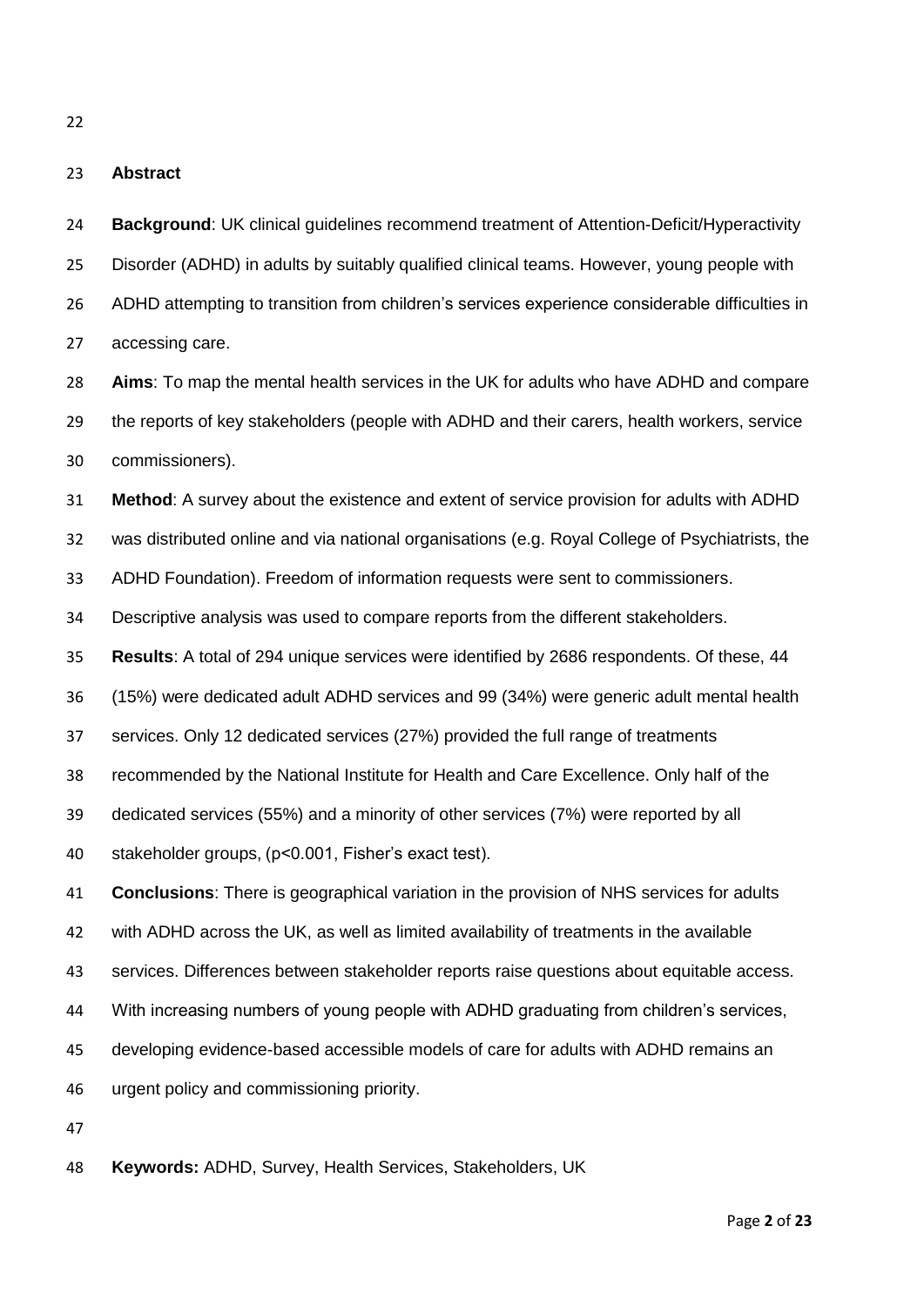## Abstract

**Background**: UK clinical guidelines recommend treatment of Attention-Deficit/Hyperactivity Disorder (ADHD) in adults by suitably qualified clinical teams. However, young people with ADHD attempting to transition from children's services experience considerable difficulties in accessing care.

**Aims**: To map the mental health services in the UK for adults who have ADHD and compare the reports of key stakeholders (people with ADHD and their carers, health workers, service commissioners).

**Method**: A survey about the existence and extent of service provision for adults with ADHD was distributed online and via national organisations (e.g. Royal College of Psychiatrists, the ADHD Foundation). Freedom of information requests were sent to commissioners. Descriptive analysis was used to compare reports from the different stakeholders.

**Results**: A total of 294 unique services were identified by 2686 respondents. Of these, 44 (15%) were dedicated adult ADHD services and 99 (34%) were generic adult mental health services. Only 12 dedicated services (27%) provided the full range of treatments recommended by the National Institute for Health and Care Excellence. Only half of the dedicated services (55%) and a minority of other services (7%) were reported by all stakeholder groups, ($p<0.001$, Fisher's exact test).

**Conclusions**: There is geographical variation in the provision of NHS services for adults with ADHD across the UK, as well as limited availability of treatments in the available services. Differences between stakeholder reports raise questions about equitable access. With increasing numbers of young people with ADHD graduating from children's services, developing evidence-based accessible models of care for adults with ADHD remains an urgent policy and commissioning priority.

**Keywords:** ADHD, Survey, Health Services, Stakeholders, UK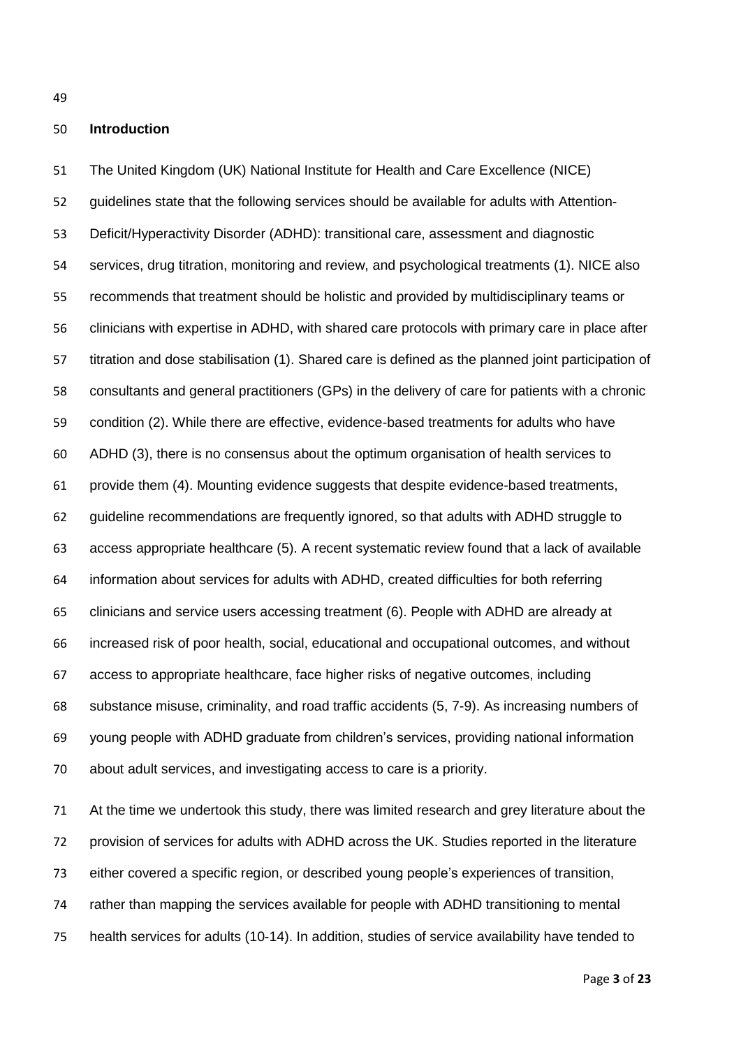## Introduction

The United Kingdom (UK) National Institute for Health and Care Excellence (NICE) guidelines state that the following services should be available for adults with Attention-Deficit/Hyperactivity Disorder (ADHD): transitional care, assessment and diagnostic services, drug titration, monitoring and review, and psychological treatments (1). NICE also recommends that treatment should be holistic and provided by multidisciplinary teams or clinicians with expertise in ADHD, with shared care protocols with primary care in place after titration and dose stabilisation (1). Shared care is defined as the planned joint participation of consultants and general practitioners (GPs) in the delivery of care for patients with a chronic condition (2). While there are effective, evidence-based treatments for adults who have ADHD (3), there is no consensus about the optimum organisation of health services to provide them (4). Mounting evidence suggests that despite evidence-based treatments, guideline recommendations are frequently ignored, so that adults with ADHD struggle to access appropriate healthcare (5). A recent systematic review found that a lack of available information about services for adults with ADHD, created difficulties for both referring clinicians and service users accessing treatment (6). People with ADHD are already at increased risk of poor health, social, educational and occupational outcomes, and without access to appropriate healthcare, face higher risks of negative outcomes, including substance misuse, criminality, and road traffic accidents (5, 7-9). As increasing numbers of young people with ADHD graduate from children's services, providing national information about adult services, and investigating access to care is a priority.

At the time we undertook this study, there was limited research and grey literature about the provision of services for adults with ADHD across the UK. Studies reported in the literature either covered a specific region, or described young people's experiences of transition, rather than mapping the services available for people with ADHD transitioning to mental health services for adults (10-14). In addition, studies of service availability have tended to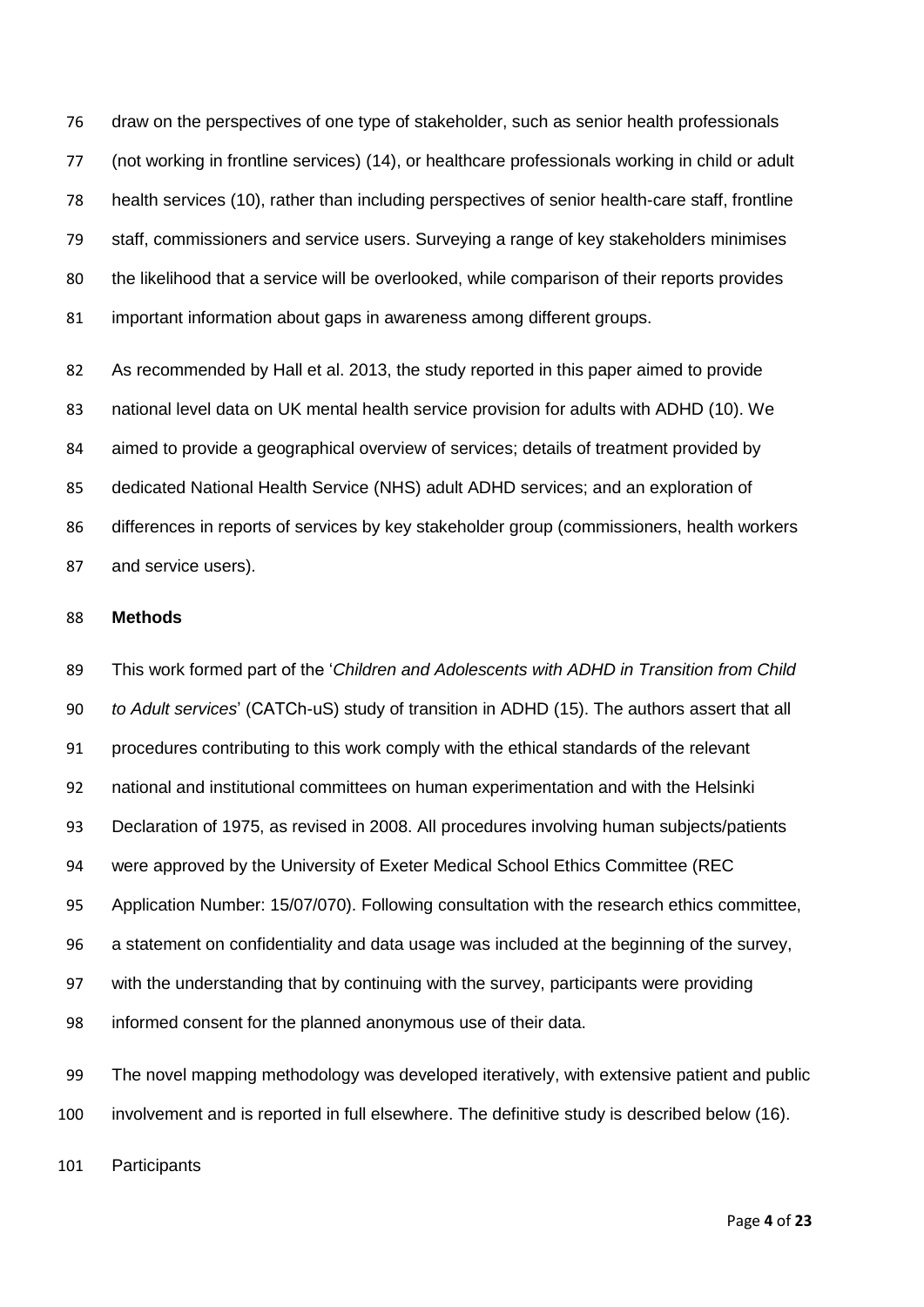draw on the perspectives of one type of stakeholder, such as senior health professionals (not working in frontline services) (14), or healthcare professionals working in child or adult health services (10), rather than including perspectives of senior health-care staff, frontline staff, commissioners and service users. Surveying a range of key stakeholders minimises the likelihood that a service will be overlooked, while comparison of their reports provides important information about gaps in awareness among different groups.

As recommended by Hall et al. 2013, the study reported in this paper aimed to provide national level data on UK mental health service provision for adults with ADHD (10). We aimed to provide a geographical overview of services; details of treatment provided by dedicated National Health Service (NHS) adult ADHD services; and an exploration of differences in reports of services by key stakeholder group (commissioners, health workers and service users).

**Methods**

This work formed part of the '*Children and Adolescents with ADHD in Transition from Child to Adult services*' (CATCh-uS) study of transition in ADHD (15). The authors assert that all procedures contributing to this work comply with the ethical standards of the relevant national and institutional committees on human experimentation and with the Helsinki Declaration of 1975, as revised in 2008. All procedures involving human subjects/patients were approved by the University of Exeter Medical School Ethics Committee (REC Application Number: 15/07/070). Following consultation with the research ethics committee, a statement on confidentiality and data usage was included at the beginning of the survey, with the understanding that by continuing with the survey, participants were providing informed consent for the planned anonymous use of their data.

The novel mapping methodology was developed iteratively, with extensive patient and public involvement and is reported in full elsewhere. The definitive study is described below (16).

Participants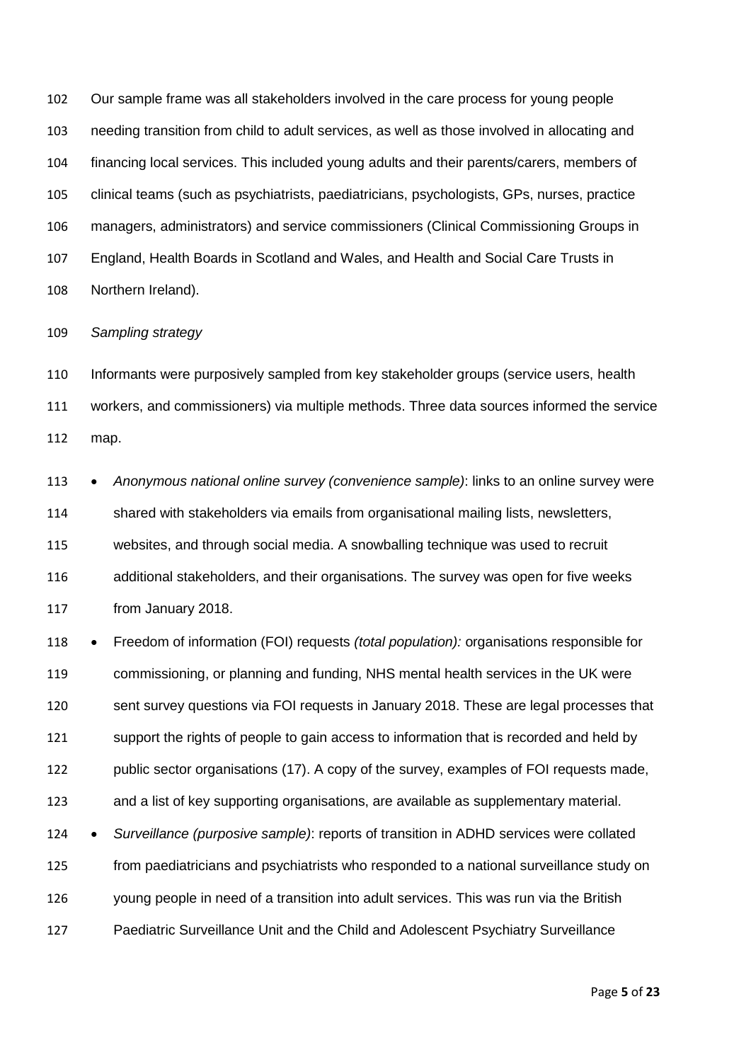Our sample frame was all stakeholders involved in the care process for young people needing transition from child to adult services, as well as those involved in allocating and financing local services. This included young adults and their parents/carers, members of clinical teams (such as psychiatrists, paediatricians, psychologists, GPs, nurses, practice managers, administrators) and service commissioners (Clinical Commissioning Groups in England, Health Boards in Scotland and Wales, and Health and Social Care Trusts in Northern Ireland).

*Sampling strategy*

Informants were purposively sampled from key stakeholder groups (service users, health workers, and commissioners) via multiple methods. Three data sources informed the service map.

- *Anonymous national online survey (convenience sample)*: links to an online survey were shared with stakeholders via emails from organisational mailing lists, newsletters, websites, and through social media. A snowballing technique was used to recruit additional stakeholders, and their organisations. The survey was open for five weeks from January 2018.
- Freedom of information (FOI) requests *(total population):* organisations responsible for commissioning, or planning and funding, NHS mental health services in the UK were sent survey questions via FOI requests in January 2018. These are legal processes that support the rights of people to gain access to information that is recorded and held by public sector organisations (17). A copy of the survey, examples of FOI requests made, and a list of key supporting organisations, are available as supplementary material.
- *Surveillance (purposive sample)*: reports of transition in ADHD services were collated from paediatricians and psychiatrists who responded to a national surveillance study on young people in need of a transition into adult services. This was run via the British Paediatric Surveillance Unit and the Child and Adolescent Psychiatry Surveillance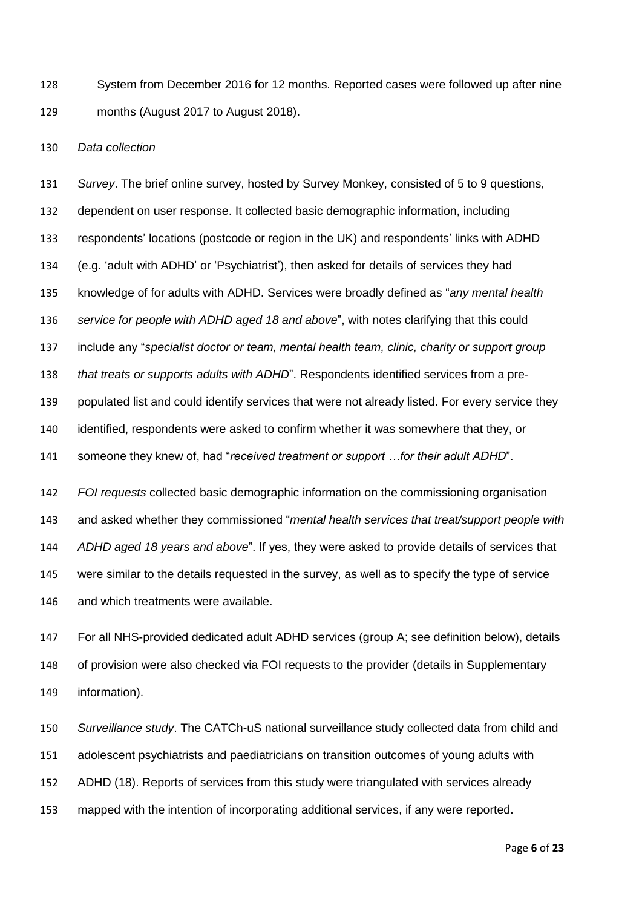System from December 2016 for 12 months. Reported cases were followed up after nine months (August 2017 to August 2018).

*Data collection*

*Survey*. The brief online survey, hosted by Survey Monkey, consisted of 5 to 9 questions, dependent on user response. It collected basic demographic information, including respondents' locations (postcode or region in the UK) and respondents' links with ADHD (e.g. 'adult with ADHD' or 'Psychiatrist'), then asked for details of services they had knowledge of for adults with ADHD. Services were broadly defined as "*any mental health service for people with ADHD aged 18 and above*", with notes clarifying that this could include any "*specialist doctor or team, mental health team, clinic, charity or support group that treats or supports adults with ADHD*". Respondents identified services from a pre-populated list and could identify services that were not already listed. For every service they identified, respondents were asked to confirm whether it was somewhere that they, or someone they knew of, had "*received treatment or support …for their adult ADHD*".

*FOI requests* collected basic demographic information on the commissioning organisation and asked whether they commissioned "*mental health services that treat/support people with ADHD aged 18 years and above*". If yes, they were asked to provide details of services that were similar to the details requested in the survey, as well as to specify the type of service and which treatments were available.

For all NHS-provided dedicated adult ADHD services (group A; see definition below), details of provision were also checked via FOI requests to the provider (details in Supplementary information).

*Surveillance study*. The CATCh-uS national surveillance study collected data from child and adolescent psychiatrists and paediatricians on transition outcomes of young adults with ADHD (18). Reports of services from this study were triangulated with services already mapped with the intention of incorporating additional services, if any were reported.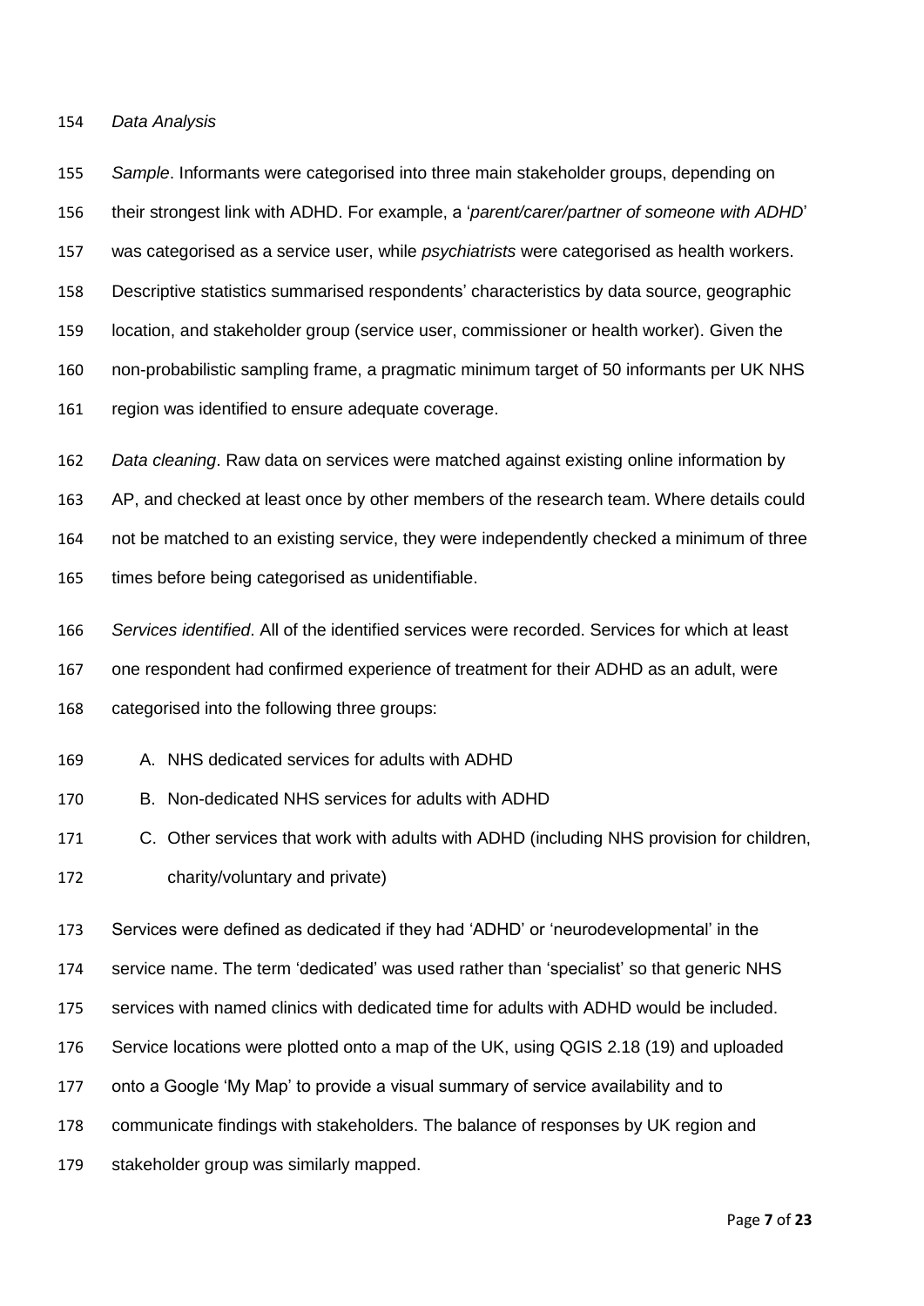*Data Analysis*

*Sample*. Informants were categorised into three main stakeholder groups, depending on their strongest link with ADHD. For example, a '*parent/carer/partner of someone with ADHD*' was categorised as a service user, while *psychiatrists* were categorised as health workers. Descriptive statistics summarised respondents' characteristics by data source, geographic location, and stakeholder group (service user, commissioner or health worker). Given the non-probabilistic sampling frame, a pragmatic minimum target of 50 informants per UK NHS region was identified to ensure adequate coverage.

*Data cleaning*. Raw data on services were matched against existing online information by AP, and checked at least once by other members of the research team. Where details could not be matched to an existing service, they were independently checked a minimum of three times before being categorised as unidentifiable.

*Services identified*. All of the identified services were recorded. Services for which at least one respondent had confirmed experience of treatment for their ADHD as an adult, were categorised into the following three groups:

A. NHS dedicated services for adults with ADHD
B. Non-dedicated NHS services for adults with ADHD
C. Other services that work with adults with ADHD (including NHS provision for children, charity/voluntary and private)

Services were defined as dedicated if they had 'ADHD' or 'neurodevelopmental' in the service name. The term 'dedicated' was used rather than 'specialist' so that generic NHS services with named clinics with dedicated time for adults with ADHD would be included. Service locations were plotted onto a map of the UK, using QGIS 2.18 (19) and uploaded onto a Google 'My Map' to provide a visual summary of service availability and to communicate findings with stakeholders. The balance of responses by UK region and stakeholder group was similarly mapped.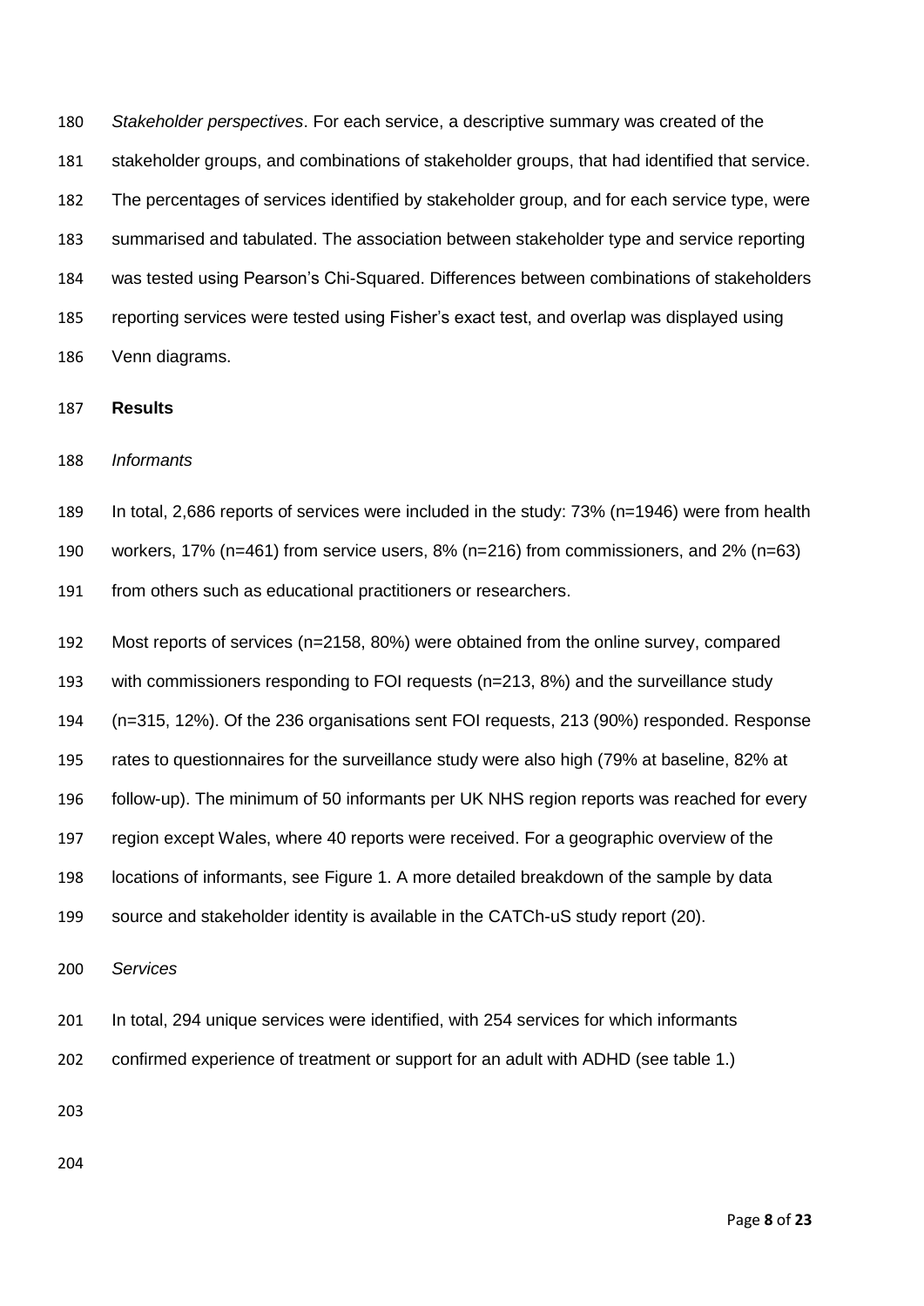*Stakeholder perspectives*. For each service, a descriptive summary was created of the stakeholder groups, and combinations of stakeholder groups, that had identified that service. The percentages of services identified by stakeholder group, and for each service type, were summarised and tabulated. The association between stakeholder type and service reporting was tested using Pearson's Chi-Squared. Differences between combinations of stakeholders reporting services were tested using Fisher's exact test, and overlap was displayed using Venn diagrams.

## Results

*Informants*

In total, 2,686 reports of services were included in the study: 73% (n=1946) were from health workers, 17% (n=461) from service users, 8% (n=216) from commissioners, and 2% (n=63) from others such as educational practitioners or researchers.

Most reports of services (n=2158, 80%) were obtained from the online survey, compared with commissioners responding to FOI requests (n=213, 8%) and the surveillance study (n=315, 12%). Of the 236 organisations sent FOI requests, 213 (90%) responded. Response rates to questionnaires for the surveillance study were also high (79% at baseline, 82% at follow-up). The minimum of 50 informants per UK NHS region reports was reached for every region except Wales, where 40 reports were received. For a geographic overview of the locations of informants, see Figure 1. A more detailed breakdown of the sample by data source and stakeholder identity is available in the CATCh-uS study report (20).

*Services*

In total, 294 unique services were identified, with 254 services for which informants confirmed experience of treatment or support for an adult with ADHD (see table 1.)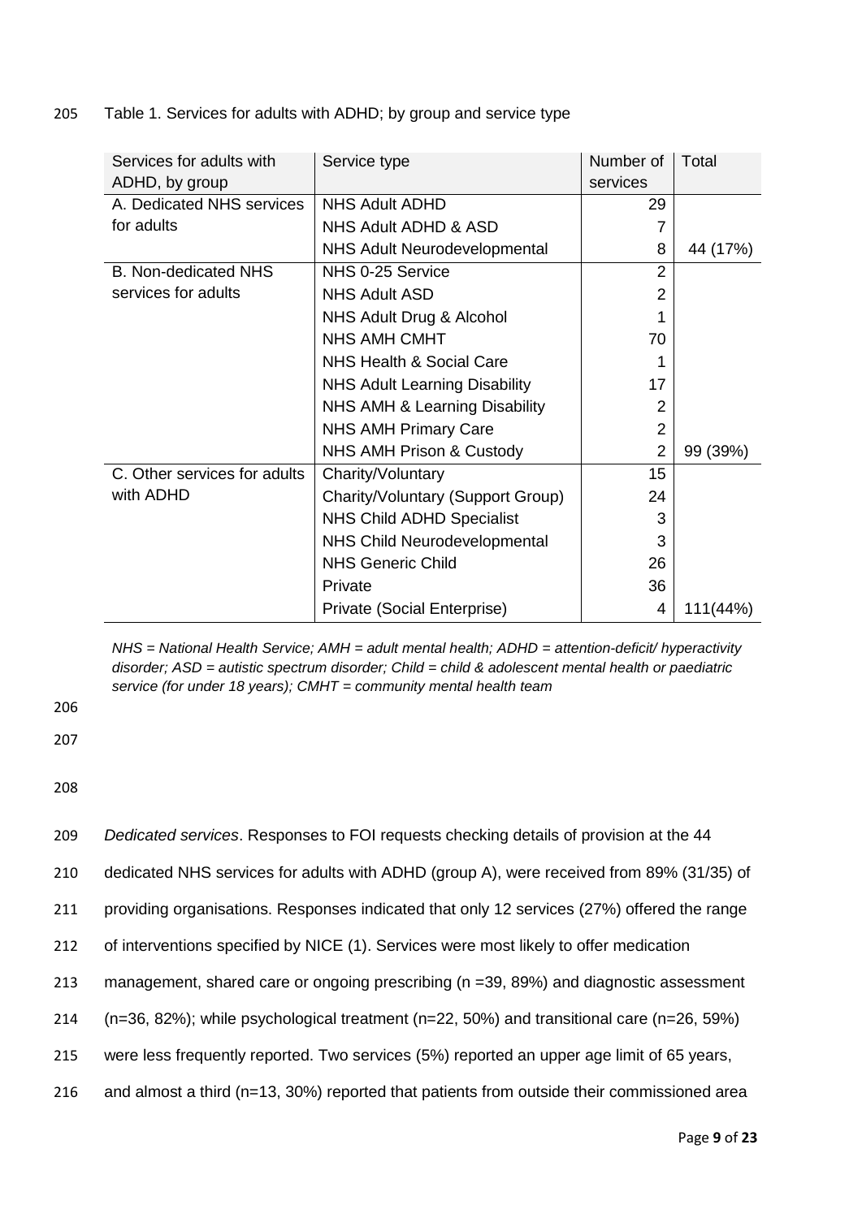Table 1. Services for adults with ADHD; by group and service type

| Services for adults with ADHD, by group | Service type | Number of services | Total |
|---|---|---|---|
| A. Dedicated NHS services for adults | NHS Adult ADHD | 29 | |
| | NHS Adult ADHD & ASD | 7 | |
| | NHS Adult Neurodevelopmental | 8 | 44 (17%) |
| B. Non-dedicated NHS services for adults | NHS 0-25 Service | 2 | |
| | NHS Adult ASD | 2 | |
| | NHS Adult Drug & Alcohol | 1 | |
| | NHS AMH CMHT | 70 | |
| | NHS Health & Social Care | 1 | |
| | NHS Adult Learning Disability | 17 | |
| | NHS AMH & Learning Disability | 2 | |
| | NHS AMH Primary Care | 2 | |
| | NHS AMH Prison & Custody | 2 | 99 (39%) |
| C. Other services for adults with ADHD | Charity/Voluntary | 15 | |
| | Charity/Voluntary (Support Group) | 24 | |
| | NHS Child ADHD Specialist | 3 | |
| | NHS Child Neurodevelopmental | 3 | |
| | NHS Generic Child | 26 | |
| | Private | 36 | |
| | Private (Social Enterprise) | 4 | 111(44%) |

*NHS = National Health Service; AMH = adult mental health; ADHD = attention-deficit/ hyperactivity disorder; ASD = autistic spectrum disorder; Child = child & adolescent mental health or paediatric service (for under 18 years); CMHT = community mental health team*

*Dedicated services*. Responses to FOI requests checking details of provision at the 44 dedicated NHS services for adults with ADHD (group A), were received from 89% (31/35) of providing organisations. Responses indicated that only 12 services (27%) offered the range of interventions specified by NICE (1). Services were most likely to offer medication management, shared care or ongoing prescribing (n =39, 89%) and diagnostic assessment (n=36, 82%); while psychological treatment (n=22, 50%) and transitional care (n=26, 59%) were less frequently reported. Two services (5%) reported an upper age limit of 65 years, and almost a third (n=13, 30%) reported that patients from outside their commissioned area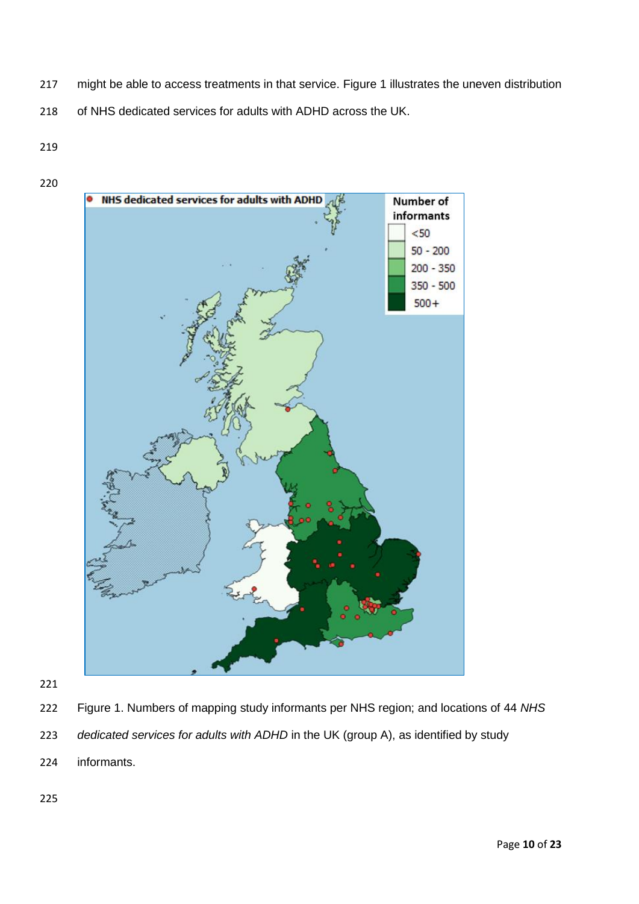might be able to access treatments in that service. Figure 1 illustrates the uneven distribution of NHS dedicated services for adults with ADHD across the UK.

Figure 1. Numbers of mapping study informants per NHS region; and locations of 44 *NHS dedicated services for adults with ADHD* in the UK (group A), as identified by study informants.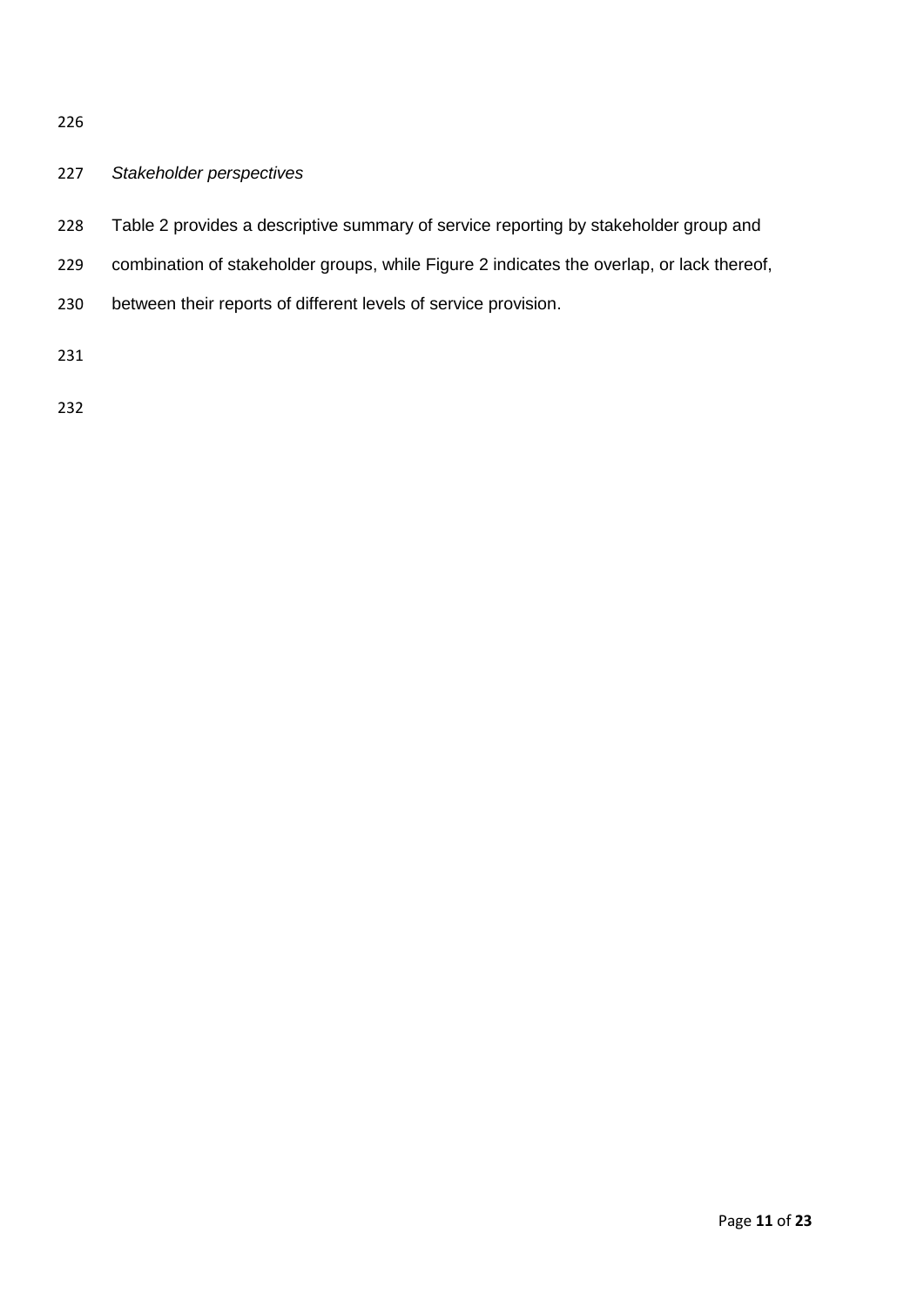*Stakeholder perspectives*

Table 2 provides a descriptive summary of service reporting by stakeholder group and combination of stakeholder groups, while Figure 2 indicates the overlap, or lack thereof, between their reports of different levels of service provision.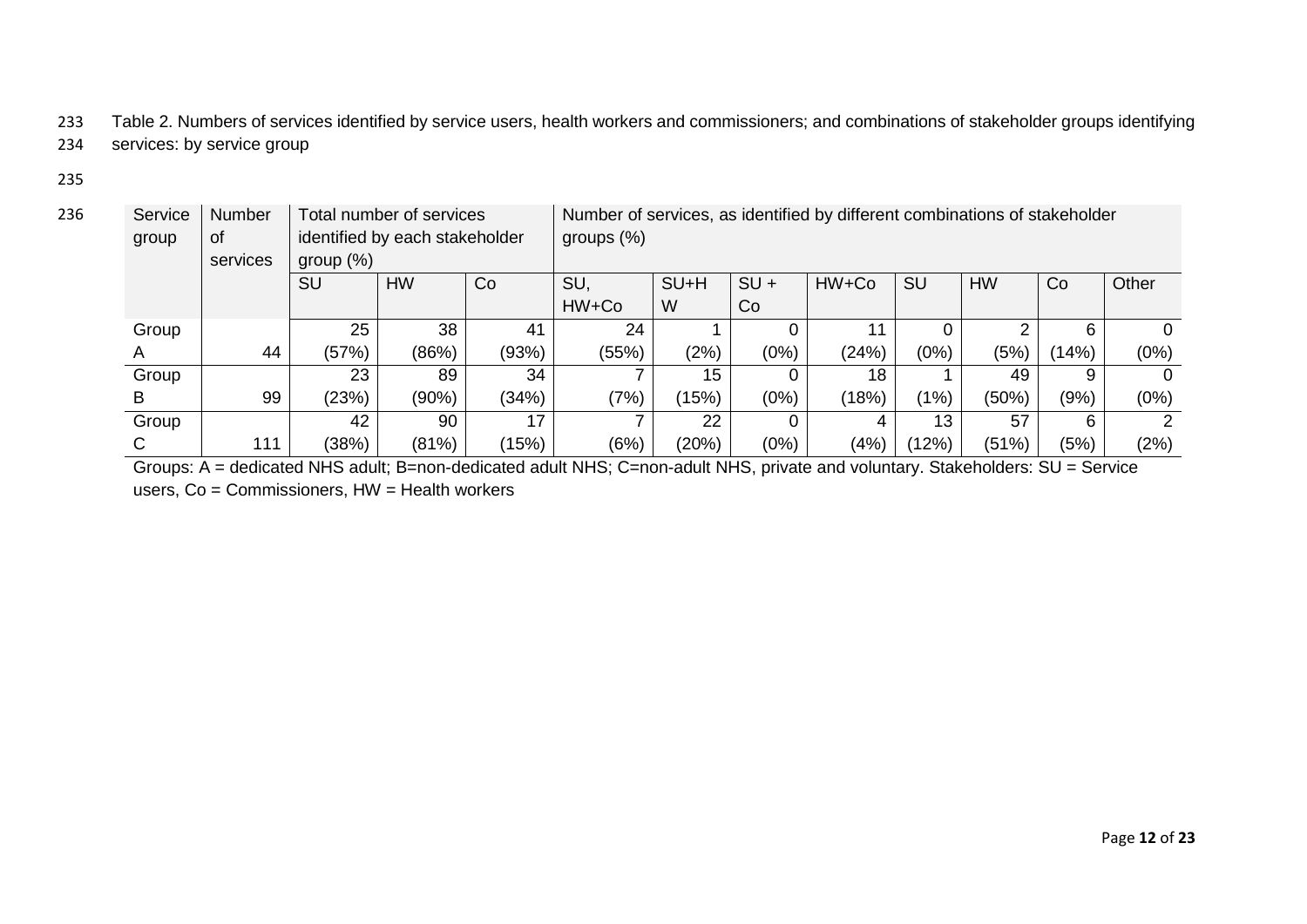Table 2. Numbers of services identified by service users, health workers and commissioners; and combinations of stakeholder groups identifying services: by service group

| Service group | Number of services | Total number of services identified by each stakeholder group (%) | | | Number of services, as identified by different combinations of stakeholder groups (%) | | | | | | | |
|---|---|---|---|---|---|---|---|---|---|---|---|---|
| | | SU | HW | Co | SU, HW+Co | SU+HW | SU + Co | HW+Co | SU | HW | Co | Other |
| Group A | 44 | 25 (57%) | 38 (86%) | 41 (93%) | 24 (55%) | 1 (2%) | 0 (0%) | 11 (24%) | 0 (0%) | 2 (5%) | 6 (14%) | 0 (0%) |
| Group B | 99 | 23 (23%) | 89 (90%) | 34 (34%) | 7 (7%) | 15 (15%) | 0 (0%) | 18 (18%) | 1 (1%) | 49 (50%) | 9 (9%) | 0 (0%) |
| Group C | 111 | 42 (38%) | 90 (81%) | 17 (15%) | 7 (6%) | 22 (20%) | 0 (0%) | 4 (4%) | 13 (12%) | 57 (51%) | 6 (5%) | 2 (2%) |

Groups: A = dedicated NHS adult; B=non-dedicated adult NHS; C=non-adult NHS, private and voluntary. Stakeholders: SU = Service users, Co = Commissioners, HW = Health workers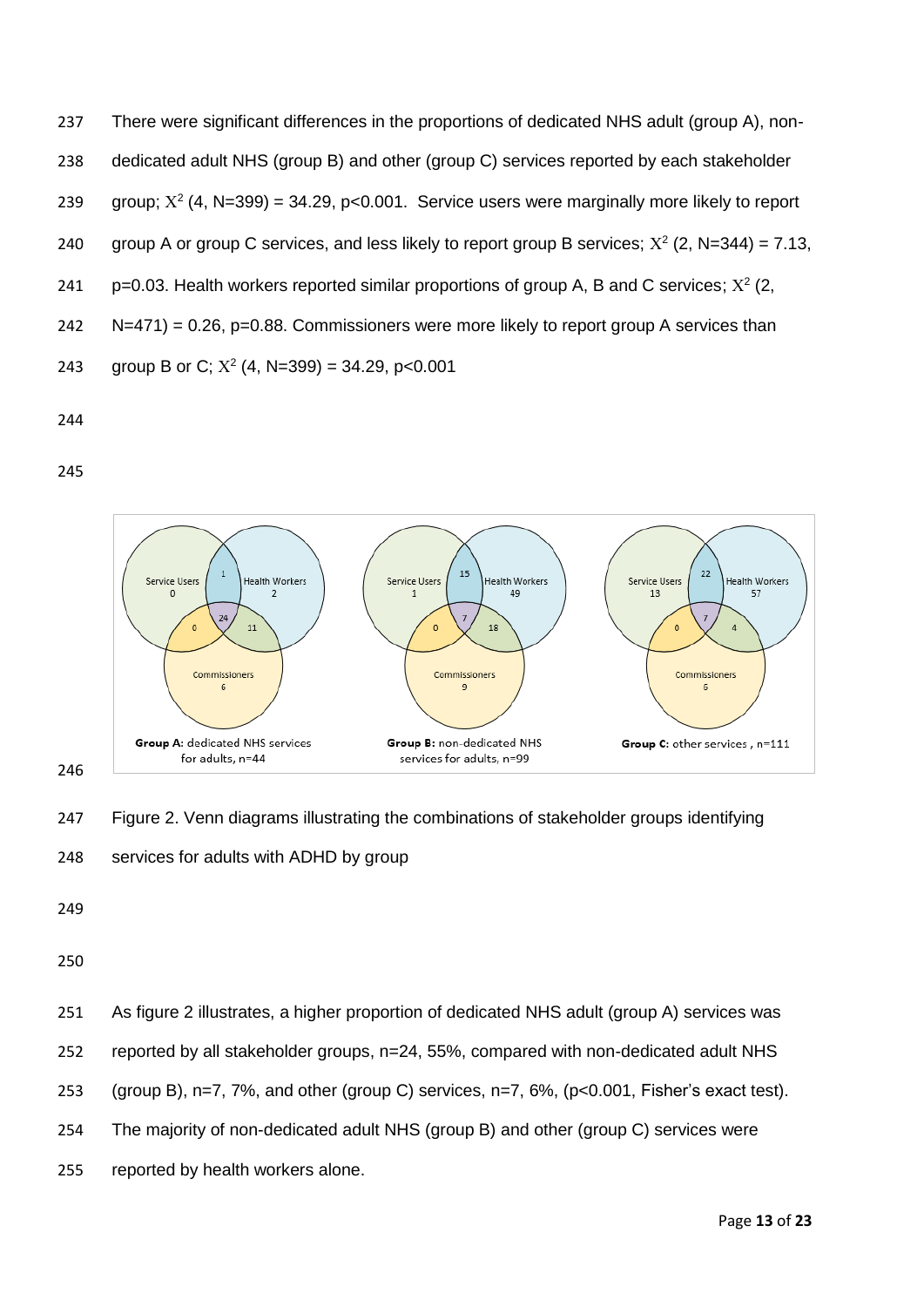There were significant differences in the proportions of dedicated NHS adult (group A), non-dedicated adult NHS (group B) and other (group C) services reported by each stakeholder group; $X^2$ (4, N=399) = 34.29, p<0.001. Service users were marginally more likely to report group A or group C services, and less likely to report group B services; $X^2$ (2, N=344) = 7.13, p=0.03. Health workers reported similar proportions of group A, B and C services; $X^2$ (2, N=471) = 0.26, p=0.88. Commissioners were more likely to report group A services than group B or C; $X^2$ (4, N=399) = 34.29, p<0.001

Figure 2. Venn diagrams illustrating the combinations of stakeholder groups identifying services for adults with ADHD by group

As figure 2 illustrates, a higher proportion of dedicated NHS adult (group A) services was reported by all stakeholder groups, n=24, 55%, compared with non-dedicated adult NHS (group B), n=7, 7%, and other (group C) services, n=7, 6%, (p<0.001, Fisher's exact test). The majority of non-dedicated adult NHS (group B) and other (group C) services were reported by health workers alone.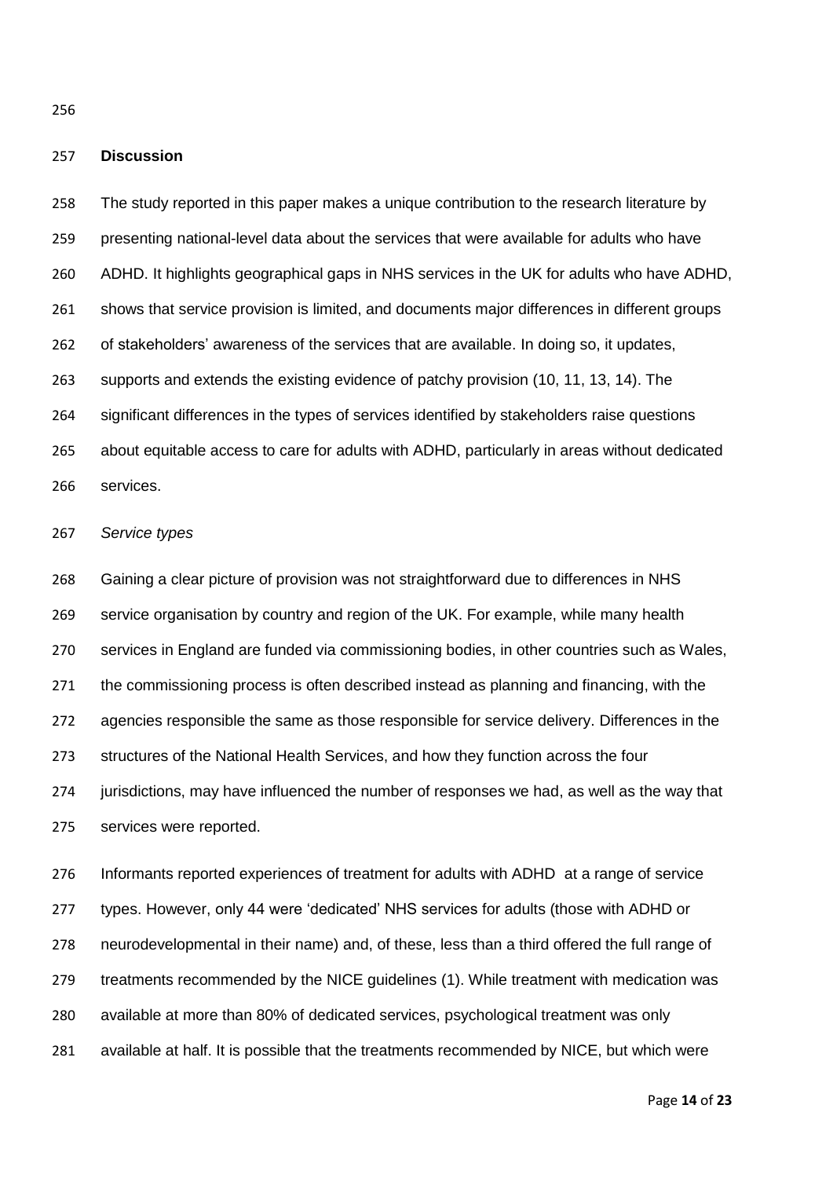## Discussion

The study reported in this paper makes a unique contribution to the research literature by presenting national-level data about the services that were available for adults who have ADHD. It highlights geographical gaps in NHS services in the UK for adults who have ADHD, shows that service provision is limited, and documents major differences in different groups of stakeholders' awareness of the services that are available. In doing so, it updates, supports and extends the existing evidence of patchy provision (10, 11, 13, 14). The significant differences in the types of services identified by stakeholders raise questions about equitable access to care for adults with ADHD, particularly in areas without dedicated services.

*Service types*

Gaining a clear picture of provision was not straightforward due to differences in NHS service organisation by country and region of the UK. For example, while many health services in England are funded via commissioning bodies, in other countries such as Wales, the commissioning process is often described instead as planning and financing, with the agencies responsible the same as those responsible for service delivery. Differences in the structures of the National Health Services, and how they function across the four jurisdictions, may have influenced the number of responses we had, as well as the way that services were reported.

Informants reported experiences of treatment for adults with ADHD at a range of service types. However, only 44 were 'dedicated' NHS services for adults (those with ADHD or neurodevelopmental in their name) and, of these, less than a third offered the full range of treatments recommended by the NICE guidelines (1). While treatment with medication was available at more than 80% of dedicated services, psychological treatment was only available at half. It is possible that the treatments recommended by NICE, but which were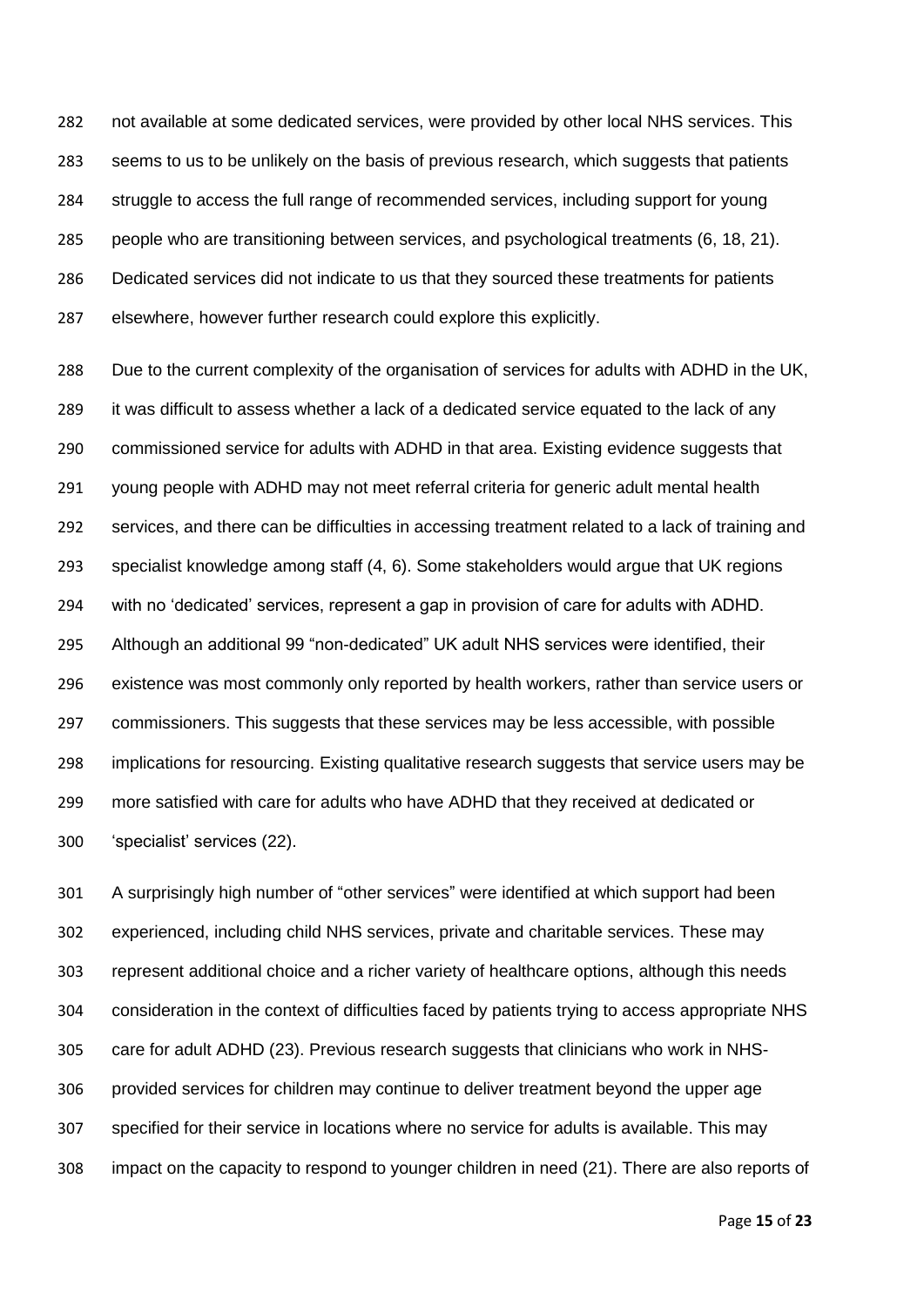not available at some dedicated services, were provided by other local NHS services. This seems to us to be unlikely on the basis of previous research, which suggests that patients struggle to access the full range of recommended services, including support for young people who are transitioning between services, and psychological treatments (6, 18, 21). Dedicated services did not indicate to us that they sourced these treatments for patients elsewhere, however further research could explore this explicitly.

Due to the current complexity of the organisation of services for adults with ADHD in the UK, it was difficult to assess whether a lack of a dedicated service equated to the lack of any commissioned service for adults with ADHD in that area. Existing evidence suggests that young people with ADHD may not meet referral criteria for generic adult mental health services, and there can be difficulties in accessing treatment related to a lack of training and specialist knowledge among staff (4, 6). Some stakeholders would argue that UK regions with no 'dedicated' services, represent a gap in provision of care for adults with ADHD. Although an additional 99 "non-dedicated" UK adult NHS services were identified, their existence was most commonly only reported by health workers, rather than service users or commissioners. This suggests that these services may be less accessible, with possible implications for resourcing. Existing qualitative research suggests that service users may be more satisfied with care for adults who have ADHD that they received at dedicated or 'specialist' services (22).

A surprisingly high number of "other services" were identified at which support had been experienced, including child NHS services, private and charitable services. These may represent additional choice and a richer variety of healthcare options, although this needs consideration in the context of difficulties faced by patients trying to access appropriate NHS care for adult ADHD (23). Previous research suggests that clinicians who work in NHS-provided services for children may continue to deliver treatment beyond the upper age specified for their service in locations where no service for adults is available. This may impact on the capacity to respond to younger children in need (21). There are also reports of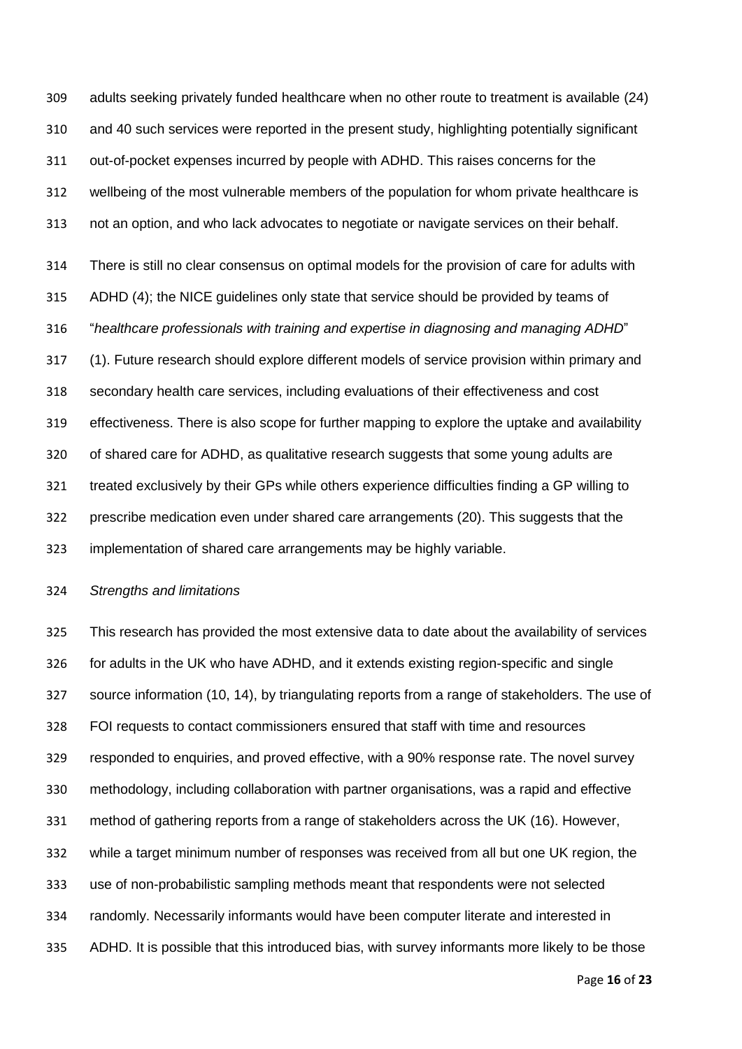adults seeking privately funded healthcare when no other route to treatment is available (24) and 40 such services were reported in the present study, highlighting potentially significant out-of-pocket expenses incurred by people with ADHD. This raises concerns for the wellbeing of the most vulnerable members of the population for whom private healthcare is not an option, and who lack advocates to negotiate or navigate services on their behalf.

There is still no clear consensus on optimal models for the provision of care for adults with ADHD (4); the NICE guidelines only state that service should be provided by teams of "*healthcare professionals with training and expertise in diagnosing and managing ADHD*" (1). Future research should explore different models of service provision within primary and secondary health care services, including evaluations of their effectiveness and cost effectiveness. There is also scope for further mapping to explore the uptake and availability of shared care for ADHD, as qualitative research suggests that some young adults are treated exclusively by their GPs while others experience difficulties finding a GP willing to prescribe medication even under shared care arrangements (20). This suggests that the implementation of shared care arrangements may be highly variable.

*Strengths and limitations*

This research has provided the most extensive data to date about the availability of services for adults in the UK who have ADHD, and it extends existing region-specific and single source information (10, 14), by triangulating reports from a range of stakeholders. The use of FOI requests to contact commissioners ensured that staff with time and resources responded to enquiries, and proved effective, with a 90% response rate. The novel survey methodology, including collaboration with partner organisations, was a rapid and effective method of gathering reports from a range of stakeholders across the UK (16). However, while a target minimum number of responses was received from all but one UK region, the use of non-probabilistic sampling methods meant that respondents were not selected randomly. Necessarily informants would have been computer literate and interested in ADHD. It is possible that this introduced bias, with survey informants more likely to be those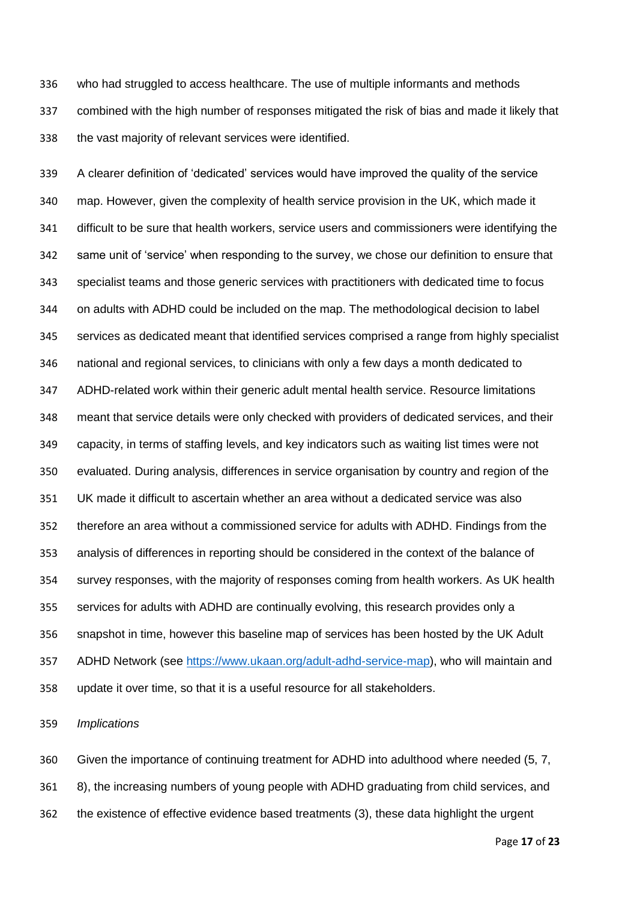who had struggled to access healthcare. The use of multiple informants and methods combined with the high number of responses mitigated the risk of bias and made it likely that the vast majority of relevant services were identified.

A clearer definition of 'dedicated' services would have improved the quality of the service map. However, given the complexity of health service provision in the UK, which made it difficult to be sure that health workers, service users and commissioners were identifying the same unit of 'service' when responding to the survey, we chose our definition to ensure that specialist teams and those generic services with practitioners with dedicated time to focus on adults with ADHD could be included on the map. The methodological decision to label services as dedicated meant that identified services comprised a range from highly specialist national and regional services, to clinicians with only a few days a month dedicated to ADHD-related work within their generic adult mental health service. Resource limitations meant that service details were only checked with providers of dedicated services, and their capacity, in terms of staffing levels, and key indicators such as waiting list times were not evaluated. During analysis, differences in service organisation by country and region of the UK made it difficult to ascertain whether an area without a dedicated service was also therefore an area without a commissioned service for adults with ADHD. Findings from the analysis of differences in reporting should be considered in the context of the balance of survey responses, with the majority of responses coming from health workers. As UK health services for adults with ADHD are continually evolving, this research provides only a snapshot in time, however this baseline map of services has been hosted by the UK Adult ADHD Network (see https://www.ukaan.org/adult-adhd-service-map), who will maintain and update it over time, so that it is a useful resource for all stakeholders.

*Implications*

Given the importance of continuing treatment for ADHD into adulthood where needed (5, 7, 8), the increasing numbers of young people with ADHD graduating from child services, and the existence of effective evidence based treatments (3), these data highlight the urgent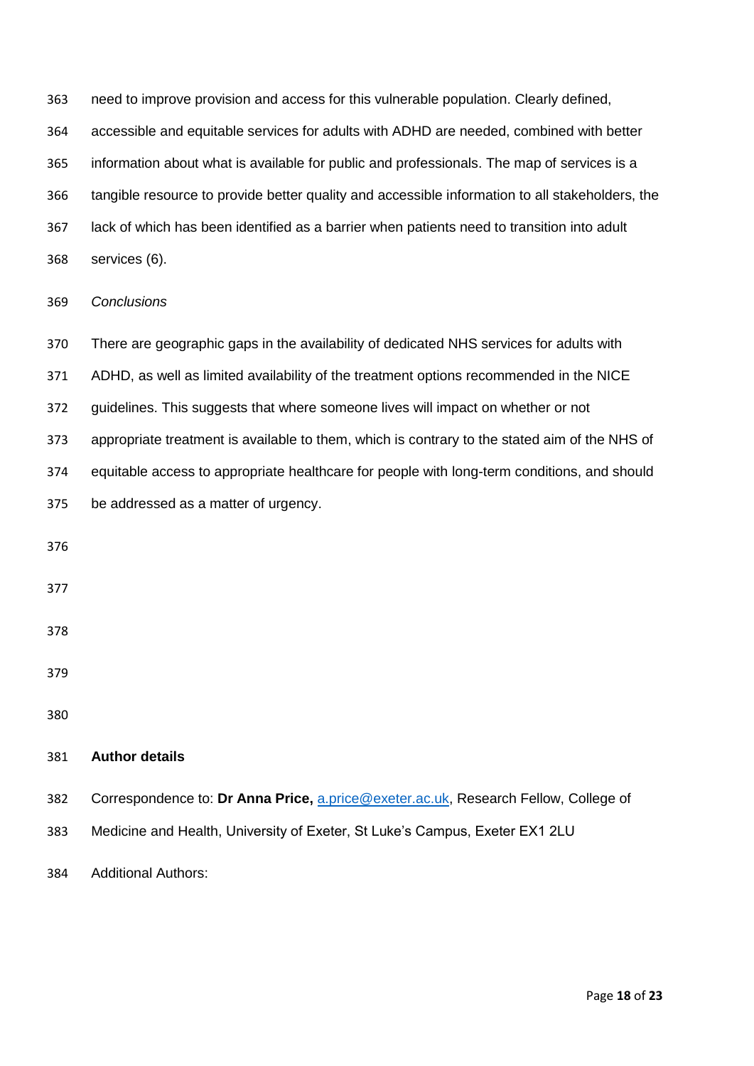need to improve provision and access for this vulnerable population. Clearly defined, accessible and equitable services for adults with ADHD are needed, combined with better information about what is available for public and professionals. The map of services is a tangible resource to provide better quality and accessible information to all stakeholders, the lack of which has been identified as a barrier when patients need to transition into adult services (6).

*Conclusions*

There are geographic gaps in the availability of dedicated NHS services for adults with ADHD, as well as limited availability of the treatment options recommended in the NICE guidelines. This suggests that where someone lives will impact on whether or not appropriate treatment is available to them, which is contrary to the stated aim of the NHS of equitable access to appropriate healthcare for people with long-term conditions, and should be addressed as a matter of urgency.

**Author details**

Correspondence to: **Dr Anna Price,** a.price@exeter.ac.uk, Research Fellow, College of Medicine and Health, University of Exeter, St Luke's Campus, Exeter EX1 2LU

Additional Authors: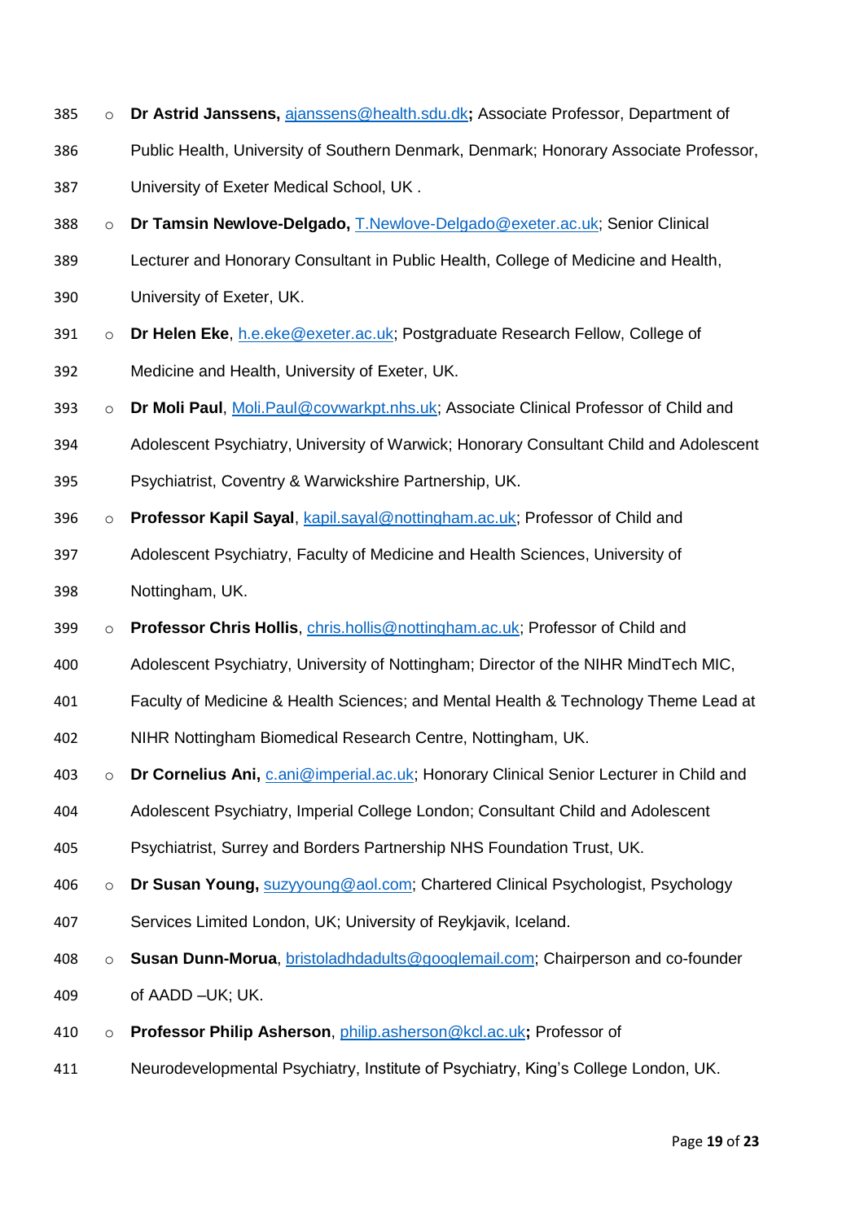- **Dr Astrid Janssens,** ajanssens@health.sdu.dk**;** Associate Professor, Department of Public Health, University of Southern Denmark, Denmark; Honorary Associate Professor, University of Exeter Medical School, UK .
- **Dr Tamsin Newlove-Delgado,** T.Newlove-Delgado@exeter.ac.uk; Senior Clinical Lecturer and Honorary Consultant in Public Health, College of Medicine and Health, University of Exeter, UK.
- **Dr Helen Eke**, h.e.eke@exeter.ac.uk; Postgraduate Research Fellow, College of Medicine and Health, University of Exeter, UK.
- **Dr Moli Paul**, Moli.Paul@covwarkpt.nhs.uk; Associate Clinical Professor of Child and Adolescent Psychiatry, University of Warwick; Honorary Consultant Child and Adolescent Psychiatrist, Coventry & Warwickshire Partnership, UK.
- **Professor Kapil Sayal**, kapil.sayal@nottingham.ac.uk; Professor of Child and Adolescent Psychiatry, Faculty of Medicine and Health Sciences, University of Nottingham, UK.
- **Professor Chris Hollis**, chris.hollis@nottingham.ac.uk; Professor of Child and Adolescent Psychiatry, University of Nottingham; Director of the NIHR MindTech MIC, Faculty of Medicine & Health Sciences; and Mental Health & Technology Theme Lead at NIHR Nottingham Biomedical Research Centre, Nottingham, UK.
- **Dr Cornelius Ani,** c.ani@imperial.ac.uk; Honorary Clinical Senior Lecturer in Child and Adolescent Psychiatry, Imperial College London; Consultant Child and Adolescent Psychiatrist, Surrey and Borders Partnership NHS Foundation Trust, UK.
- **Dr Susan Young,** suzyyoung@aol.com; Chartered Clinical Psychologist, Psychology Services Limited London, UK; University of Reykjavik, Iceland.
- **Susan Dunn-Morua**, bristoladhdadults@googlemail.com; Chairperson and co-founder of AADD –UK; UK.
- **Professor Philip Asherson**, philip.asherson@kcl.ac.uk**;** Professor of Neurodevelopmental Psychiatry, Institute of Psychiatry, King's College London, UK.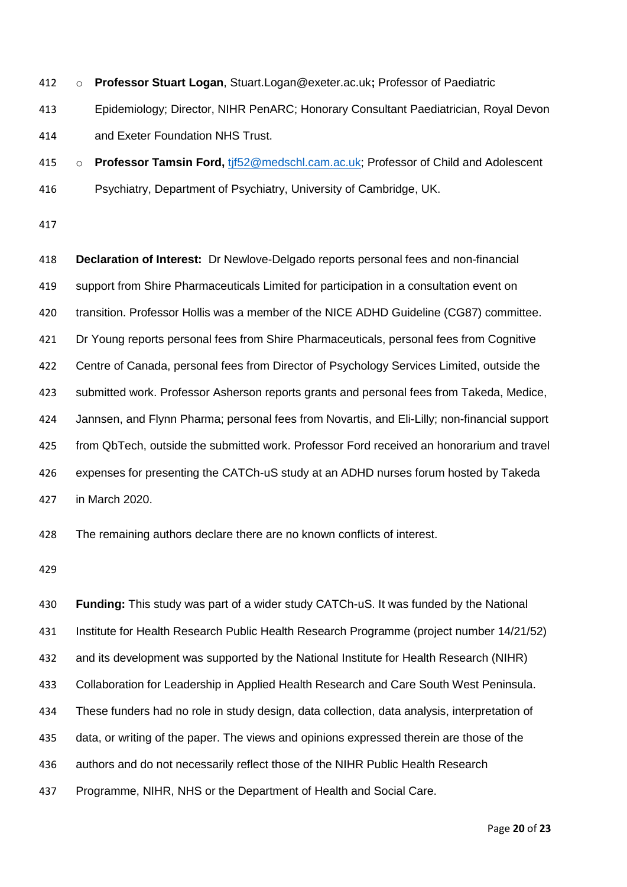- **Professor Stuart Logan**, Stuart.Logan@exeter.ac.uk**;** Professor of Paediatric Epidemiology; Director, NIHR PenARC; Honorary Consultant Paediatrician, Royal Devon and Exeter Foundation NHS Trust.
- **Professor Tamsin Ford,** tjf52@medschl.cam.ac.uk; Professor of Child and Adolescent Psychiatry, Department of Psychiatry, University of Cambridge, UK.

**Declaration of Interest:** Dr Newlove-Delgado reports personal fees and non-financial support from Shire Pharmaceuticals Limited for participation in a consultation event on transition. Professor Hollis was a member of the NICE ADHD Guideline (CG87) committee. Dr Young reports personal fees from Shire Pharmaceuticals, personal fees from Cognitive Centre of Canada, personal fees from Director of Psychology Services Limited, outside the submitted work. Professor Asherson reports grants and personal fees from Takeda, Medice, Jannsen, and Flynn Pharma; personal fees from Novartis, and Eli-Lilly; non-financial support from QbTech, outside the submitted work. Professor Ford received an honorarium and travel expenses for presenting the CATCh-uS study at an ADHD nurses forum hosted by Takeda in March 2020.

The remaining authors declare there are no known conflicts of interest.

**Funding:** This study was part of a wider study CATCh-uS. It was funded by the National Institute for Health Research Public Health Research Programme (project number 14/21/52) and its development was supported by the National Institute for Health Research (NIHR) Collaboration for Leadership in Applied Health Research and Care South West Peninsula. These funders had no role in study design, data collection, data analysis, interpretation of data, or writing of the paper. The views and opinions expressed therein are those of the authors and do not necessarily reflect those of the NIHR Public Health Research Programme, NIHR, NHS or the Department of Health and Social Care.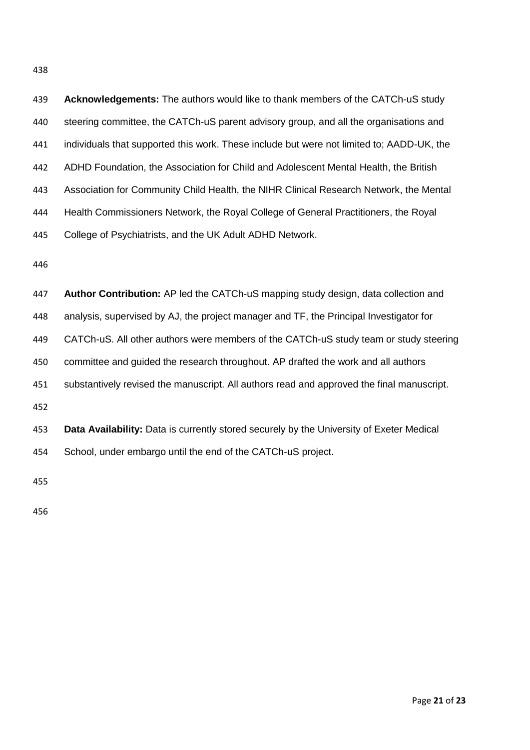**Acknowledgements:** The authors would like to thank members of the CATCh-uS study steering committee, the CATCh-uS parent advisory group, and all the organisations and individuals that supported this work. These include but were not limited to; AADD-UK, the ADHD Foundation, the Association for Child and Adolescent Mental Health, the British Association for Community Child Health, the NIHR Clinical Research Network, the Mental Health Commissioners Network, the Royal College of General Practitioners, the Royal College of Psychiatrists, and the UK Adult ADHD Network.

**Author Contribution:** AP led the CATCh-uS mapping study design, data collection and analysis, supervised by AJ, the project manager and TF, the Principal Investigator for CATCh-uS. All other authors were members of the CATCh-uS study team or study steering committee and guided the research throughout. AP drafted the work and all authors substantively revised the manuscript. All authors read and approved the final manuscript.

**Data Availability:** Data is currently stored securely by the University of Exeter Medical School, under embargo until the end of the CATCh-uS project.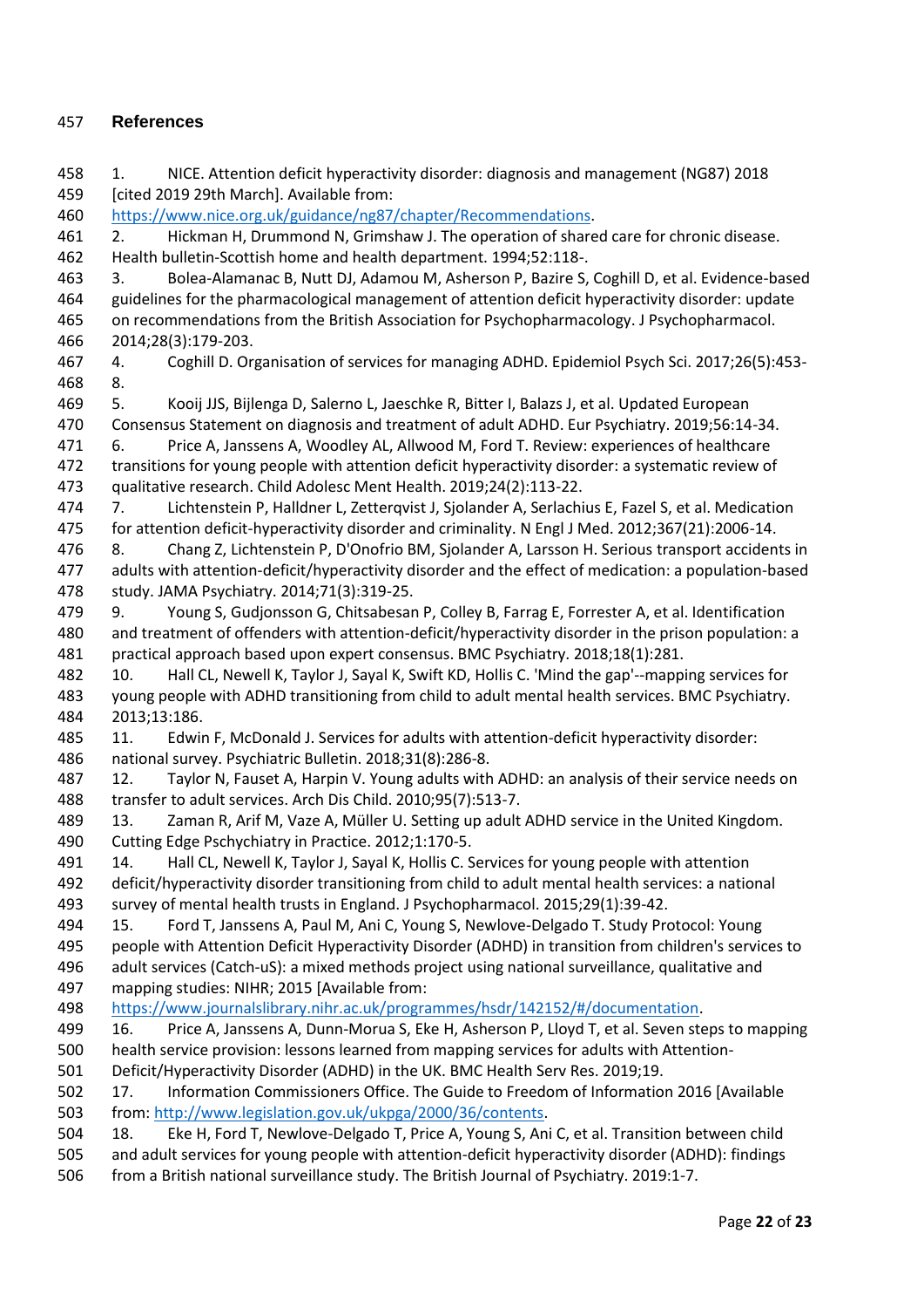## References

1. NICE. Attention deficit hyperactivity disorder: diagnosis and management (NG87) 2018 [cited 2019 29th March]. Available from: https://www.nice.org.uk/guidance/ng87/chapter/Recommendations.
2. Hickman H, Drummond N, Grimshaw J. The operation of shared care for chronic disease. Health bulletin-Scottish home and health department. 1994;52:118-.
3. Bolea-Alamanac B, Nutt DJ, Adamou M, Asherson P, Bazire S, Coghill D, et al. Evidence-based guidelines for the pharmacological management of attention deficit hyperactivity disorder: update on recommendations from the British Association for Psychopharmacology. J Psychopharmacol. 2014;28(3):179-203.
4. Coghill D. Organisation of services for managing ADHD. Epidemiol Psych Sci. 2017;26(5):453-8.
5. Kooij JJS, Bijlenga D, Salerno L, Jaeschke R, Bitter I, Balazs J, et al. Updated European Consensus Statement on diagnosis and treatment of adult ADHD. Eur Psychiatry. 2019;56:14-34.
6. Price A, Janssens A, Woodley AL, Allwood M, Ford T. Review: experiences of healthcare transitions for young people with attention deficit hyperactivity disorder: a systematic review of qualitative research. Child Adolesc Ment Health. 2019;24(2):113-22.
7. Lichtenstein P, Halldner L, Zetterqvist J, Sjolander A, Serlachius E, Fazel S, et al. Medication for attention deficit-hyperactivity disorder and criminality. N Engl J Med. 2012;367(21):2006-14.
8. Chang Z, Lichtenstein P, D'Onofrio BM, Sjolander A, Larsson H. Serious transport accidents in adults with attention-deficit/hyperactivity disorder and the effect of medication: a population-based study. JAMA Psychiatry. 2014;71(3):319-25.
9. Young S, Gudjonsson G, Chitsabesan P, Colley B, Farrag E, Forrester A, et al. Identification and treatment of offenders with attention-deficit/hyperactivity disorder in the prison population: a practical approach based upon expert consensus. BMC Psychiatry. 2018;18(1):281.
10. Hall CL, Newell K, Taylor J, Sayal K, Swift KD, Hollis C. 'Mind the gap'--mapping services for young people with ADHD transitioning from child to adult mental health services. BMC Psychiatry. 2013;13:186.
11. Edwin F, McDonald J. Services for adults with attention-deficit hyperactivity disorder: national survey. Psychiatric Bulletin. 2018;31(8):286-8.
12. Taylor N, Fauset A, Harpin V. Young adults with ADHD: an analysis of their service needs on transfer to adult services. Arch Dis Child. 2010;95(7):513-7.
13. Zaman R, Arif M, Vaze A, Müller U. Setting up adult ADHD service in the United Kingdom. Cutting Edge Pschychiatry in Practice. 2012;1:170-5.
14. Hall CL, Newell K, Taylor J, Sayal K, Hollis C. Services for young people with attention deficit/hyperactivity disorder transitioning from child to adult mental health services: a national survey of mental health trusts in England. J Psychopharmacol. 2015;29(1):39-42.
15. Ford T, Janssens A, Paul M, Ani C, Young S, Newlove-Delgado T. Study Protocol: Young people with Attention Deficit Hyperactivity Disorder (ADHD) in transition from children's services to adult services (Catch-uS): a mixed methods project using national surveillance, qualitative and mapping studies: NIHR; 2015 [Available from: https://www.journalslibrary.nihr.ac.uk/programmes/hsdr/142152/#/documentation.
16. Price A, Janssens A, Dunn-Morua S, Eke H, Asherson P, Lloyd T, et al. Seven steps to mapping health service provision: lessons learned from mapping services for adults with Attention-Deficit/Hyperactivity Disorder (ADHD) in the UK. BMC Health Serv Res. 2019;19.
17. Information Commissioners Office. The Guide to Freedom of Information 2016 [Available from: http://www.legislation.gov.uk/ukpga/2000/36/contents.
18. Eke H, Ford T, Newlove-Delgado T, Price A, Young S, Ani C, et al. Transition between child and adult services for young people with attention-deficit hyperactivity disorder (ADHD): findings from a British national surveillance study. The British Journal of Psychiatry. 2019:1-7.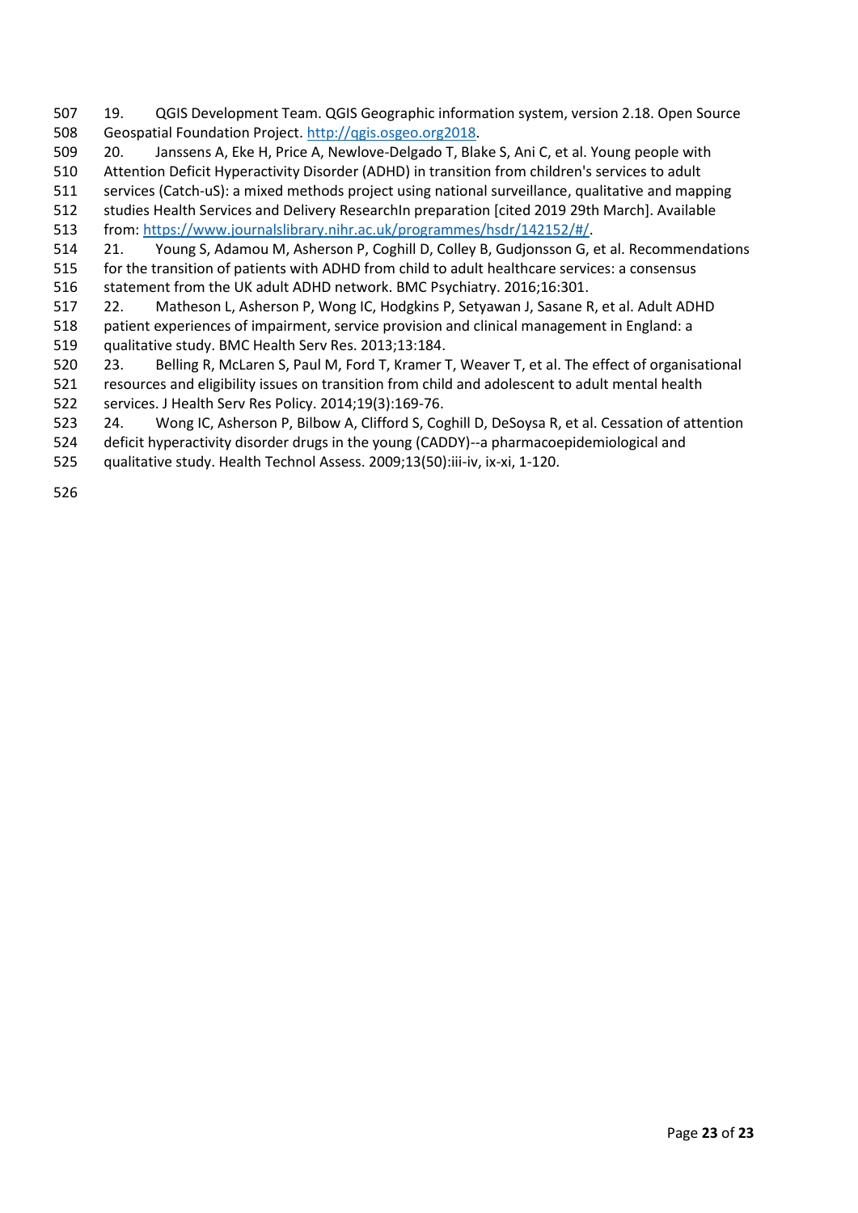19. QGIS Development Team. QGIS Geographic information system, version 2.18. Open Source Geospatial Foundation Project. http://qgis.osgeo.org2018.

20. Janssens A, Eke H, Price A, Newlove-Delgado T, Blake S, Ani C, et al. Young people with Attention Deficit Hyperactivity Disorder (ADHD) in transition from children's services to adult services (Catch-uS): a mixed methods project using national surveillance, qualitative and mapping studies Health Services and Delivery ResearchIn preparation [cited 2019 29th March]. Available from: https://www.journalslibrary.nihr.ac.uk/programmes/hsdr/142152/#/.

21. Young S, Adamou M, Asherson P, Coghill D, Colley B, Gudjonsson G, et al. Recommendations for the transition of patients with ADHD from child to adult healthcare services: a consensus statement from the UK adult ADHD network. BMC Psychiatry. 2016;16:301.

22. Matheson L, Asherson P, Wong IC, Hodgkins P, Setyawan J, Sasane R, et al. Adult ADHD patient experiences of impairment, service provision and clinical management in England: a qualitative study. BMC Health Serv Res. 2013;13:184.

23. Belling R, McLaren S, Paul M, Ford T, Kramer T, Weaver T, et al. The effect of organisational resources and eligibility issues on transition from child and adolescent to adult mental health services. J Health Serv Res Policy. 2014;19(3):169-76.

24. Wong IC, Asherson P, Bilbow A, Clifford S, Coghill D, DeSoysa R, et al. Cessation of attention deficit hyperactivity disorder drugs in the young (CADDY)--a pharmacoepidemiological and qualitative study. Health Technol Assess. 2009;13(50):iii-iv, ix-xi, 1-120.